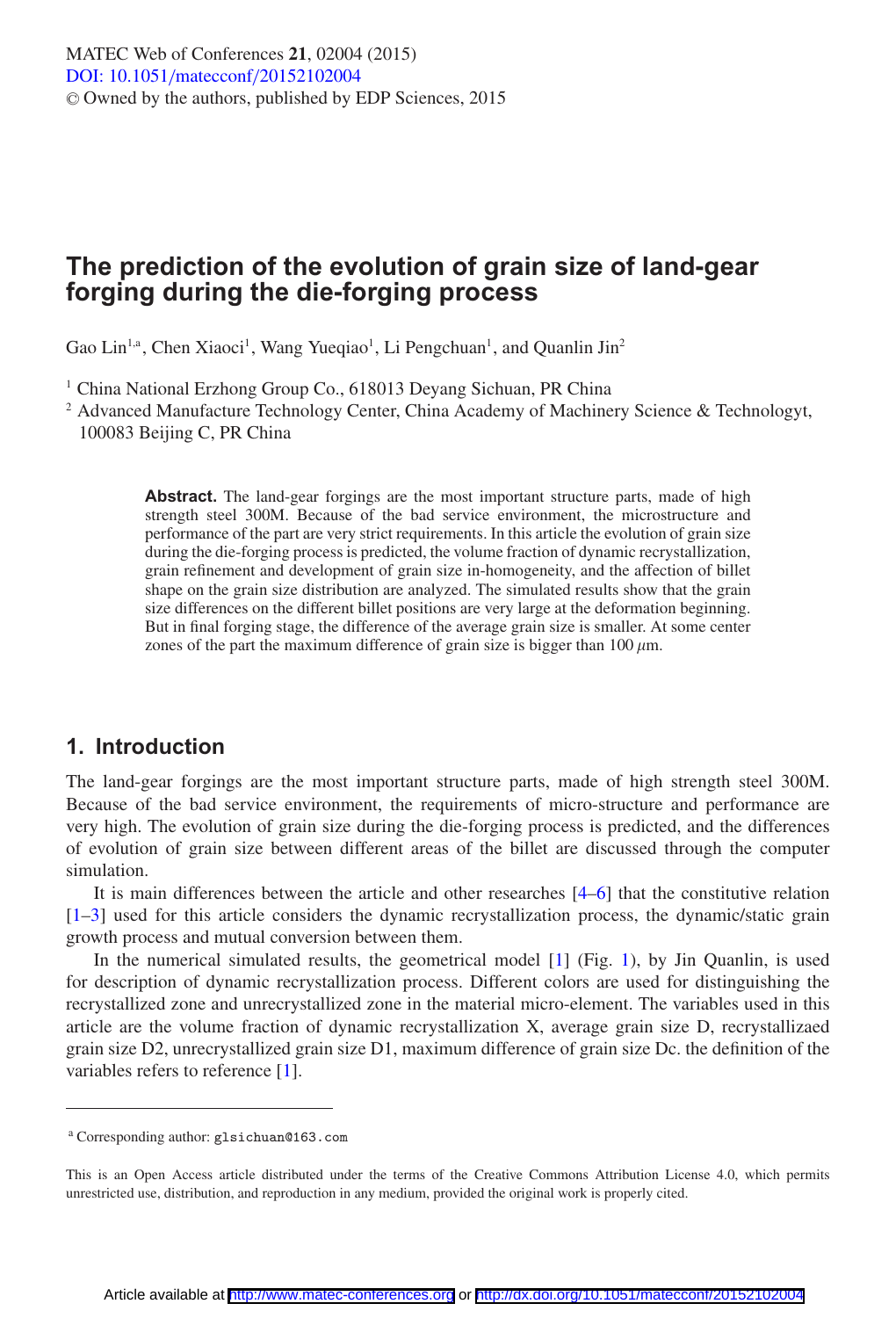# The prediction of the evolution of grain size of land-gear forging during the die-forging process

Gao Lin[1,a], Chen Xiaoci[1], Wang Yueqiao[1], Li Pengchuan[1], and Quanlin Jin[2]

[1] China National Erzhong Group Co., 618013 Deyang Sichuan, PR China

[2] Advanced Manufacture Technology Center, China Academy of Machinery Science & Technologyt, 100083 Beijing C, PR China

**Abstract.** The land-gear forgings are the most important structure parts, made of high strength steel 300M. Because of the bad service environment, the microstructure and performance of the part are very strict requirements. In this article the evolution of grain size during the die-forging process is predicted, the volume fraction of dynamic recrystallization, grain refinement and development of grain size in-homogeneity, and the affection of billet shape on the grain size distribution are analyzed. The simulated results show that the grain size differences on the different billet positions are very large at the deformation beginning. But in final forging stage, the difference of the average grain size is smaller. At some center zones of the part the maximum difference of grain size is bigger than 100 $\mu$m.

## 1. Introduction

The land-gear forgings are the most important structure parts, made of high strength steel 300M. Because of the bad service environment, the requirements of micro-structure and performance are very high. The evolution of grain size during the die-forging process is predicted, and the differences of evolution of grain size between different areas of the billet are discussed through the computer simulation.

It is main differences between the article and other researches [4–6] that the constitutive relation [1–3] used for this article considers the dynamic recrystallization process, the dynamic/static grain growth process and mutual conversion between them.

In the numerical simulated results, the geometrical model [1] (Fig. 1), by Jin Quanlin, is used for description of dynamic recrystallization process. Different colors are used for distinguishing the recrystallized zone and unrecrystallized zone in the material micro-element. The variables used in this article are the volume fraction of dynamic recrystallization X, average grain size D, recrystallizaed grain size D2, unrecrystallized grain size D1, maximum difference of grain size Dc. the definition of the variables refers to reference [1].

---

[a] Corresponding author: glsichuan@163.com

This is an Open Access article distributed under the terms of the Creative Commons Attribution License 4.0, which permits unrestricted use, distribution, and reproduction in any medium, provided the original work is properly cited.

Article available at http://www.matec-conferences.org or http://dx.doi.org/10.1051/matecconf/20152102004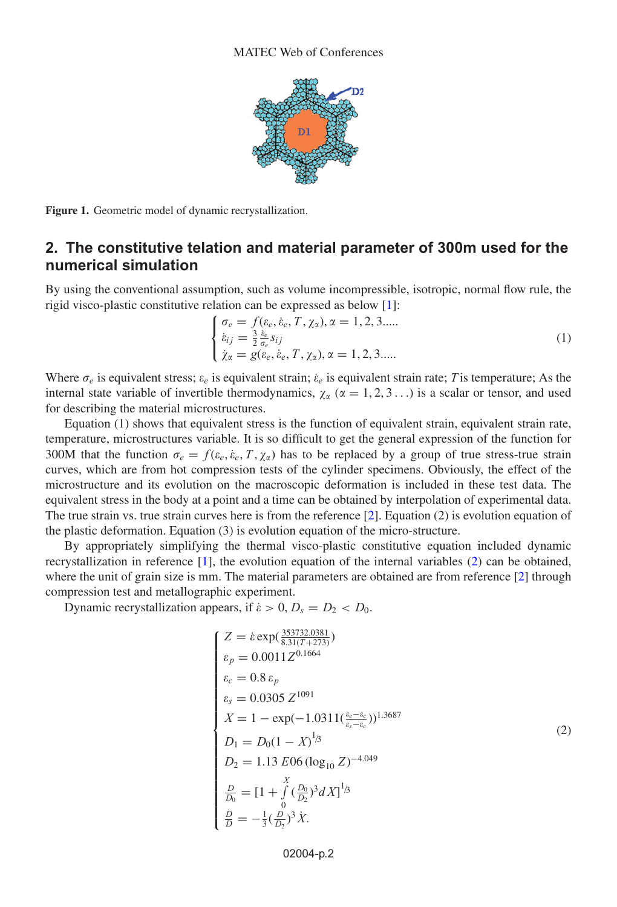Figure 1. Geometric model of dynamic recrystallization.

## 2. The constitutive telation and material parameter of 300m used for the numerical simulation

By using the conventional assumption, such as volume incompressible, isotropic, normal flow rule, the rigid visco-plastic constitutive relation can be expressed as below [1]:

$$\begin{cases} \sigma_e = f(\varepsilon_e, \dot{\varepsilon}_e, T, \chi_\alpha), \alpha = 1, 2, 3..... \\ \dot{\varepsilon}_{ij} = \frac{3}{2}\frac{\dot{\varepsilon}_e}{\sigma_e} s_{ij} \\ \dot{\chi}_\alpha = g(\varepsilon_e, \dot{\varepsilon}_e, T, \chi_\alpha), \alpha = 1, 2, 3..... \end{cases} \tag{1}$$

Where $\sigma_e$ is equivalent stress; $\varepsilon_e$ is equivalent strain; $\dot{\varepsilon}_e$ is equivalent strain rate; $T$ is temperature; As the internal state variable of invertible thermodynamics, $\chi_\alpha$ ($\alpha = 1, 2, 3\ldots$) is a scalar or tensor, and used for describing the material microstructures.

Equation (1) shows that equivalent stress is the function of equivalent strain, equivalent strain rate, temperature, microstructures variable. It is so difficult to get the general expression of the function for 300M that the function $\sigma_e = f(\varepsilon_e, \dot{\varepsilon}_e, T, \chi_\alpha)$ has to be replaced by a group of true stress-true strain curves, which are from hot compression tests of the cylinder specimens. Obviously, the effect of the microstructure and its evolution on the macroscopic deformation is included in these test data. The equivalent stress in the body at a point and a time can be obtained by interpolation of experimental data. The true strain vs. true strain curves here is from the reference [2]. Equation (2) is evolution equation of the plastic deformation. Equation (3) is evolution equation of the micro-structure.

By appropriately simplifying the thermal visco-plastic constitutive equation included dynamic recrystallization in reference [1], the evolution equation of the internal variables (2) can be obtained, where the unit of grain size is mm. The material parameters are obtained are from reference [2] through compression test and metallographic experiment.

Dynamic recrystallization appears, if $\dot{\varepsilon} > 0$, $D_s = D_2 < D_0$.

$$\begin{cases} Z = \dot{\varepsilon}\exp(\frac{353732.0381}{8.31(T+273)}) \\ \varepsilon_p = 0.0011 Z^{0.1664} \\ \varepsilon_c = 0.8\,\varepsilon_p \\ \varepsilon_s = 0.0305\, Z^{1091} \\ X = 1 - \exp(-1.0311(\frac{\varepsilon_e - \varepsilon_c}{\varepsilon_s - \varepsilon_c}))^{1.3687} \\ D_1 = D_0(1 - X)^{1/3} \\ D_2 = 1.13\,E06\,(\log_{10} Z)^{-4.049} \\ \frac{D}{D_0} = [1 + \int_0^X (\frac{D_0}{D_2})^3 dX]^{1/3} \\ \frac{\dot{D}}{D} = -\frac{1}{3}(\frac{D}{D_2})^3\,\dot{X}. \end{cases} \tag{2}$$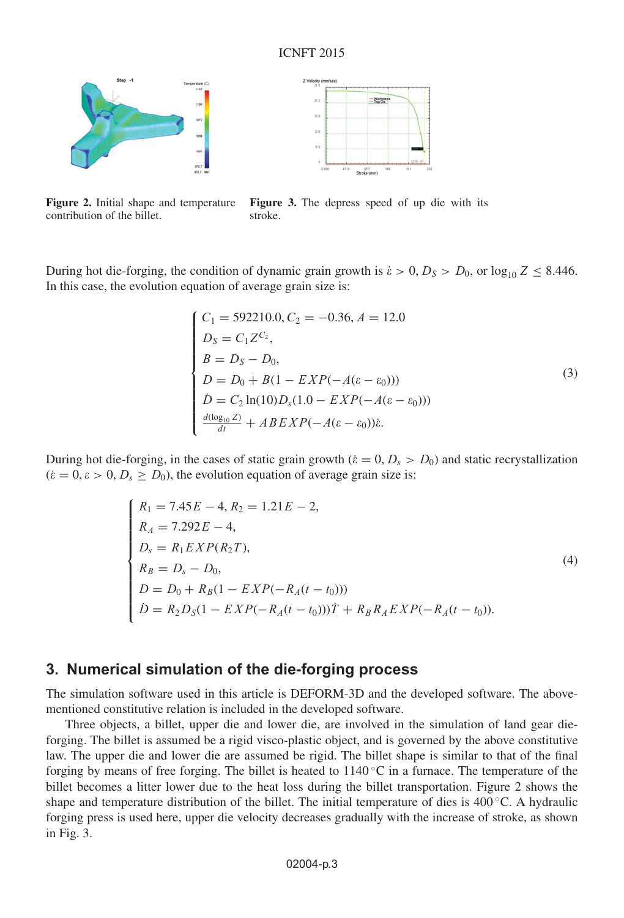Figure 2. Initial shape and temperature contribution of the billet.

Figure 3. The depress speed of up die with its stroke.

During hot die-forging, the condition of dynamic grain growth is $\dot{\varepsilon} > 0$, $D_S > D_0$, or $\log_{10} Z \leq 8.446$. In this case, the evolution equation of average grain size is:

$$
\begin{cases}
C_1 = 592210.0, C_2 = -0.36, A = 12.0 \\
D_S = C_1 Z^{C_2}, \\
B = D_S - D_0, \\
D = D_0 + B(1 - EXP(-A(\varepsilon - \varepsilon_0))) \\
\dot{D} = C_2 \ln(10) D_s (1.0 - EXP(-A(\varepsilon - \varepsilon_0))) \\
\frac{d(\log_{10} Z)}{dt} + ABEXP(-A(\varepsilon - \varepsilon_0))\dot{\varepsilon}.
\end{cases}
\tag{3}
$$

During hot die-forging, in the cases of static grain growth ($\dot{\varepsilon} = 0$, $D_s > D_0$) and static recrystallization ($\dot{\varepsilon} = 0$, $\varepsilon > 0$, $D_s \geq D_0$), the evolution equation of average grain size is:

$$
\begin{cases}
R_1 = 7.45E-4, R_2 = 1.21E-2, \\
R_A = 7.292E-4, \\
D_s = R_1 EXP(R_2 T), \\
R_B = D_s - D_0, \\
D = D_0 + R_B(1 - EXP(-R_A(t - t_0))) \\
\dot{D} = R_2 D_S (1 - EXP(-R_A(t - t_0)))\dot{T} + R_B R_A EXP(-R_A(t - t_0)).
\end{cases}
\tag{4}
$$

## 3. Numerical simulation of the die-forging process

The simulation software used in this article is DEFORM-3D and the developed software. The above-mentioned constitutive relation is included in the developed software.

Three objects, a billet, upper die and lower die, are involved in the simulation of land gear die-forging. The billet is assumed be a rigid visco-plastic object, and is governed by the above constitutive law. The upper die and lower die are assumed be rigid. The billet shape is similar to that of the final forging by means of free forging. The billet is heated to 1140 °C in a furnace. The temperature of the billet becomes a litter lower due to the heat loss during the billet transportation. Figure 2 shows the shape and temperature distribution of the billet. The initial temperature of dies is 400 °C. A hydraulic forging press is used here, upper die velocity decreases gradually with the increase of stroke, as shown in Fig. 3.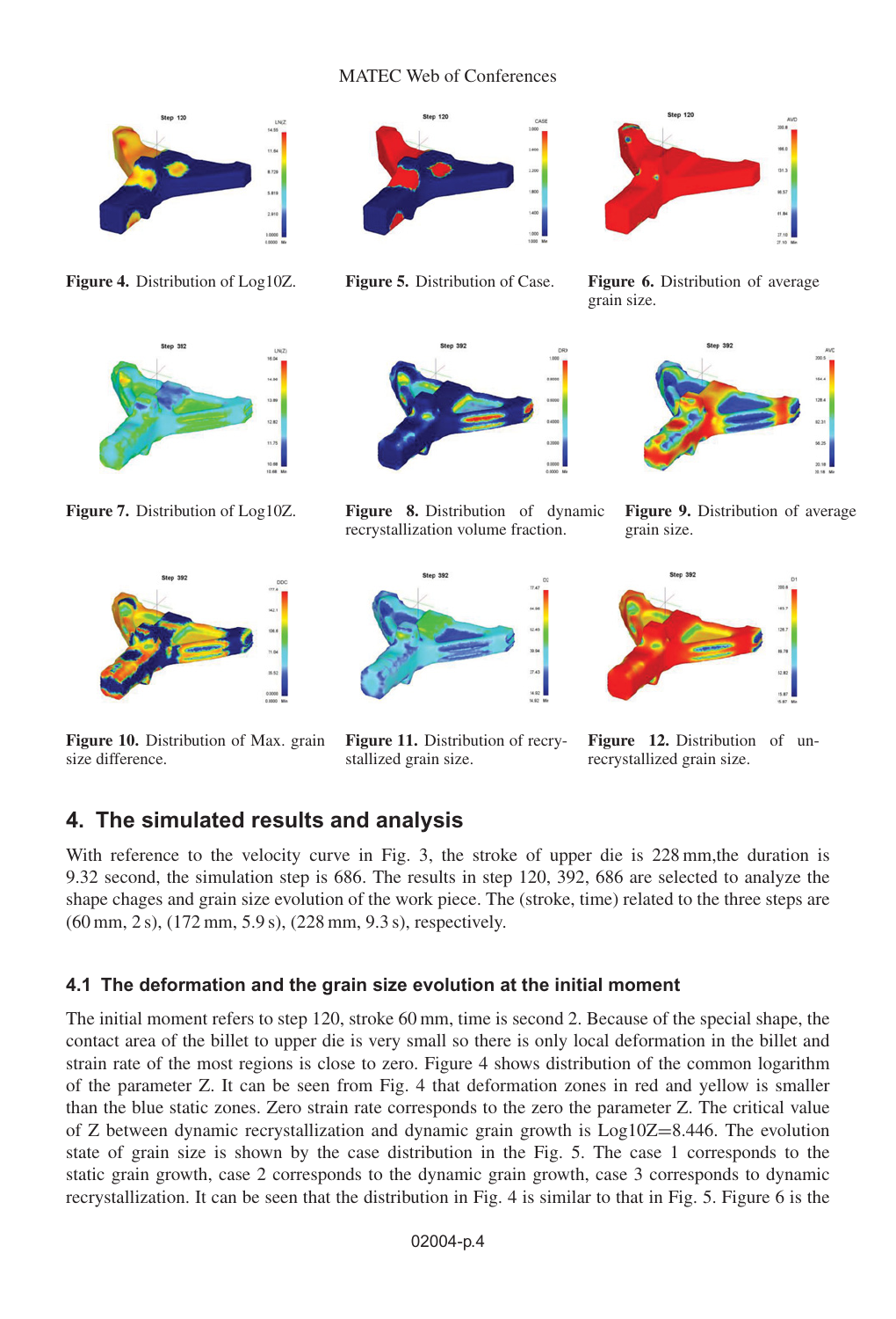Figure 4. Distribution of Log10Z.

Figure 5. Distribution of Case.

Figure 6. Distribution of average grain size.

Figure 7. Distribution of Log10Z.

Figure 8. Distribution of dynamic recrystallization volume fraction.

Figure 9. Distribution of average grain size.

Figure 10. Distribution of Max. grain size difference.

Figure 11. Distribution of recrystallized grain size.

Figure 12. Distribution of un-recrystallized grain size.

## 4. The simulated results and analysis

With reference to the velocity curve in Fig. 3, the stroke of upper die is 228 mm,the duration is 9.32 second, the simulation step is 686. The results in step 120, 392, 686 are selected to analyze the shape chages and grain size evolution of the work piece. The (stroke, time) related to the three steps are (60 mm, 2 s), (172 mm, 5.9 s), (228 mm, 9.3 s), respectively.

### 4.1 The deformation and the grain size evolution at the initial moment

The initial moment refers to step 120, stroke 60 mm, time is second 2. Because of the special shape, the contact area of the billet to upper die is very small so there is only local deformation in the billet and strain rate of the most regions is close to zero. Figure 4 shows distribution of the common logarithm of the parameter Z. It can be seen from Fig. 4 that deformation zones in red and yellow is smaller than the blue static zones. Zero strain rate corresponds to the zero the parameter Z. The critical value of Z between dynamic recrystallization and dynamic grain growth is Log10Z=8.446. The evolution state of grain size is shown by the case distribution in the Fig. 5. The case 1 corresponds to the static grain growth, case 2 corresponds to the dynamic grain growth, case 3 corresponds to dynamic recrystallization. It can be seen that the distribution in Fig. 4 is similar to that in Fig. 5. Figure 6 is the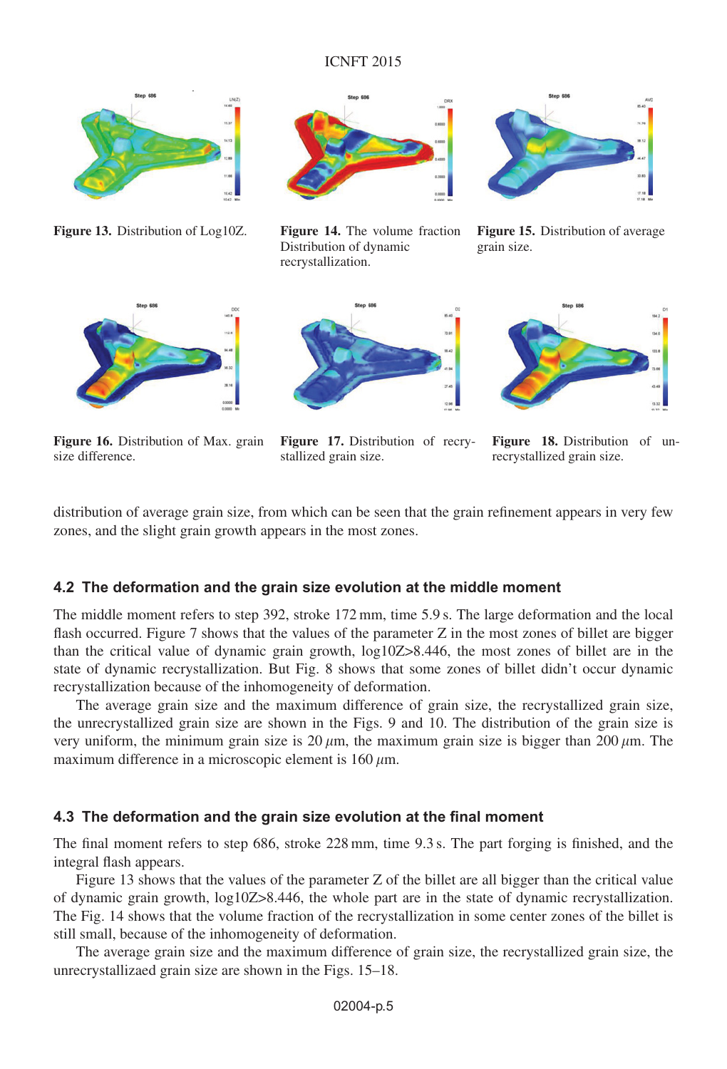Figure 13. Distribution of Log10Z.

Figure 14. The volume fraction Distribution of dynamic recrystallization.

Figure 15. Distribution of average grain size.

Figure 16. Distribution of Max. grain size difference.

Figure 17. Distribution of recrystallized grain size.

Figure 18. Distribution of unrecrystallized grain size.

distribution of average grain size, from which can be seen that the grain refinement appears in very few zones, and the slight grain growth appears in the most zones.

### 4.2 The deformation and the grain size evolution at the middle moment

The middle moment refers to step 392, stroke 172 mm, time 5.9 s. The large deformation and the local flash occurred. Figure 7 shows that the values of the parameter Z in the most zones of billet are bigger than the critical value of dynamic grain growth, log10Z>8.446, the most zones of billet are in the state of dynamic recrystallization. But Fig. 8 shows that some zones of billet didn't occur dynamic recrystallization because of the inhomogeneity of deformation.

The average grain size and the maximum difference of grain size, the recrystallized grain size, the unrecrystallized grain size are shown in the Figs. 9 and 10. The distribution of the grain size is very uniform, the minimum grain size is 20 $\mu$m, the maximum grain size is bigger than 200 $\mu$m. The maximum difference in a microscopic element is 160 $\mu$m.

### 4.3 The deformation and the grain size evolution at the final moment

The final moment refers to step 686, stroke 228 mm, time 9.3 s. The part forging is finished, and the integral flash appears.

Figure 13 shows that the values of the parameter Z of the billet are all bigger than the critical value of dynamic grain growth, log10Z>8.446, the whole part are in the state of dynamic recrystallization. The Fig. 14 shows that the volume fraction of the recrystallization in some center zones of the billet is still small, because of the inhomogeneity of deformation.

The average grain size and the maximum difference of grain size, the recrystallized grain size, the unrecrystallizaed grain size are shown in the Figs. 15–18.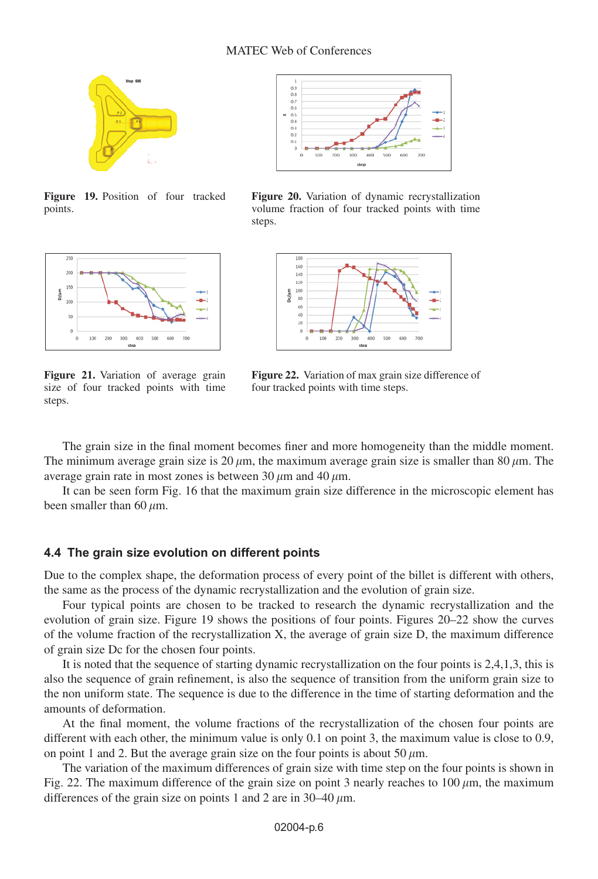Figure 19. Position of four tracked points.

Figure 20. Variation of dynamic recrystallization volume fraction of four tracked points with time steps.

Figure 21. Variation of average grain size of four tracked points with time steps.

Figure 22. Variation of max grain size difference of four tracked points with time steps.

The grain size in the final moment becomes finer and more homogeneity than the middle moment. The minimum average grain size is 20 $\mu$m, the maximum average grain size is smaller than 80 $\mu$m. The average grain rate in most zones is between 30 $\mu$m and 40 $\mu$m.

It can be seen form Fig. 16 that the maximum grain size difference in the microscopic element has been smaller than 60 $\mu$m.

## 4.4 The grain size evolution on different points

Due to the complex shape, the deformation process of every point of the billet is different with others, the same as the process of the dynamic recrystallization and the evolution of grain size.

Four typical points are chosen to be tracked to research the dynamic recrystallization and the evolution of grain size. Figure 19 shows the positions of four points. Figures 20–22 show the curves of the volume fraction of the recrystallization X, the average of grain size D, the maximum difference of grain size Dc for the chosen four points.

It is noted that the sequence of starting dynamic recrystallization on the four points is 2,4,1,3, this is also the sequence of grain refinement, is also the sequence of transition from the uniform grain size to the non uniform state. The sequence is due to the difference in the time of starting deformation and the amounts of deformation.

At the final moment, the volume fractions of the recrystallization of the chosen four points are different with each other, the minimum value is only 0.1 on point 3, the maximum value is close to 0.9, on point 1 and 2. But the average grain size on the four points is about 50 $\mu$m.

The variation of the maximum differences of grain size with time step on the four points is shown in Fig. 22. The maximum difference of the grain size on point 3 nearly reaches to 100 $\mu$m, the maximum differences of the grain size on points 1 and 2 are in 30–40 $\mu$m.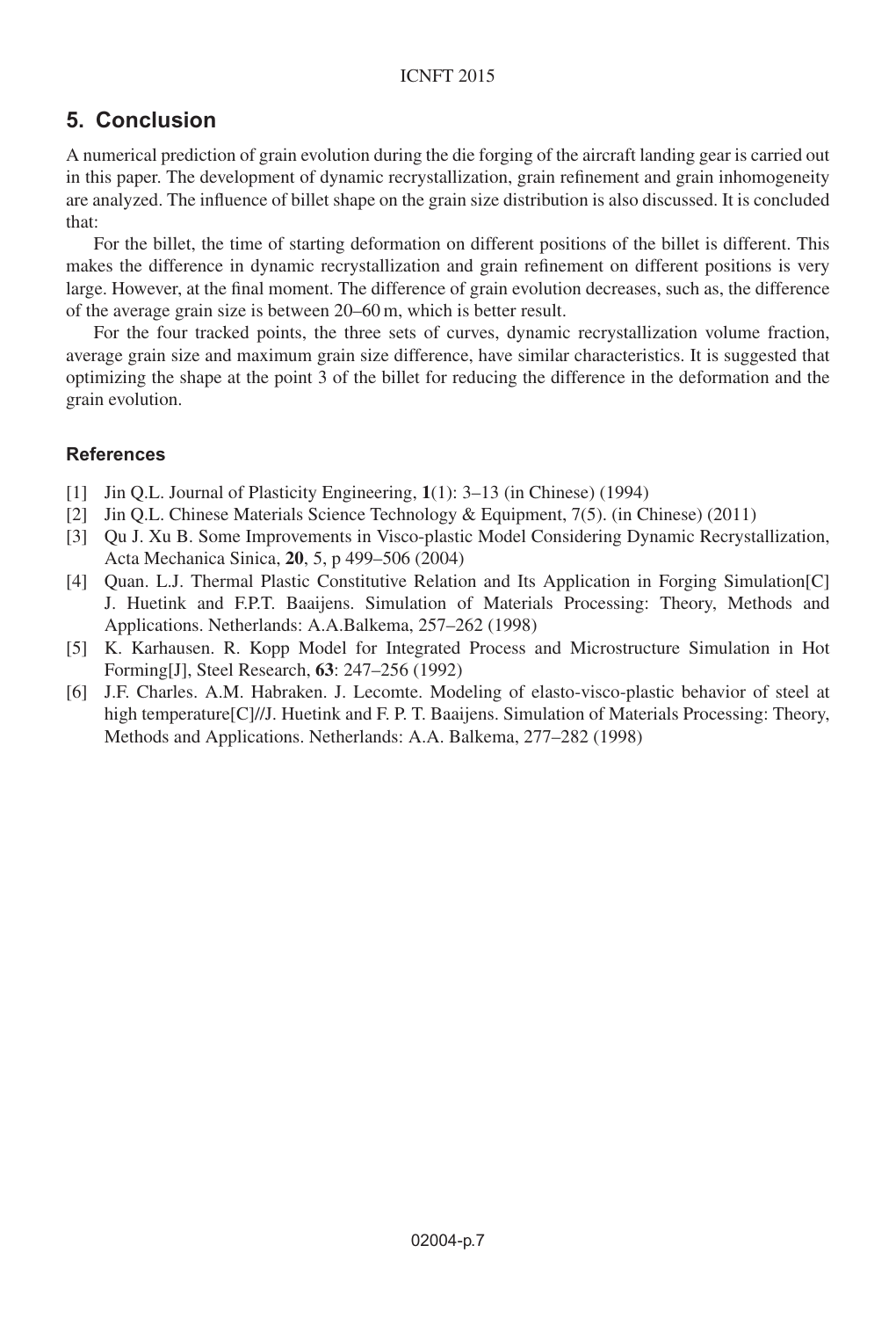## 5. Conclusion

A numerical prediction of grain evolution during the die forging of the aircraft landing gear is carried out in this paper. The development of dynamic recrystallization, grain refinement and grain inhomogeneity are analyzed. The influence of billet shape on the grain size distribution is also discussed. It is concluded that:

For the billet, the time of starting deformation on different positions of the billet is different. This makes the difference in dynamic recrystallization and grain refinement on different positions is very large. However, at the final moment. The difference of grain evolution decreases, such as, the difference of the average grain size is between 20–60 m, which is better result.

For the four tracked points, the three sets of curves, dynamic recrystallization volume fraction, average grain size and maximum grain size difference, have similar characteristics. It is suggested that optimizing the shape at the point 3 of the billet for reducing the difference in the deformation and the grain evolution.

### References

[1] Jin Q.L. Journal of Plasticity Engineering, **1**(1): 3–13 (in Chinese) (1994)

[2] Jin Q.L. Chinese Materials Science Technology & Equipment, 7(5). (in Chinese) (2011)

[3] Qu J. Xu B. Some Improvements in Visco-plastic Model Considering Dynamic Recrystallization, Acta Mechanica Sinica, **20**, 5, p 499–506 (2004)

[4] Quan. L.J. Thermal Plastic Constitutive Relation and Its Application in Forging Simulation[C] J. Huetink and F.P.T. Baaijens. Simulation of Materials Processing: Theory, Methods and Applications. Netherlands: A.A.Balkema, 257–262 (1998)

[5] K. Karhausen. R. Kopp Model for Integrated Process and Microstructure Simulation in Hot Forming[J], Steel Research, **63**: 247–256 (1992)

[6] J.F. Charles. A.M. Habraken. J. Lecomte. Modeling of elasto-visco-plastic behavior of steel at high temperature[C]//J. Huetink and F. P. T. Baaijens. Simulation of Materials Processing: Theory, Methods and Applications. Netherlands: A.A. Balkema, 277–282 (1998)